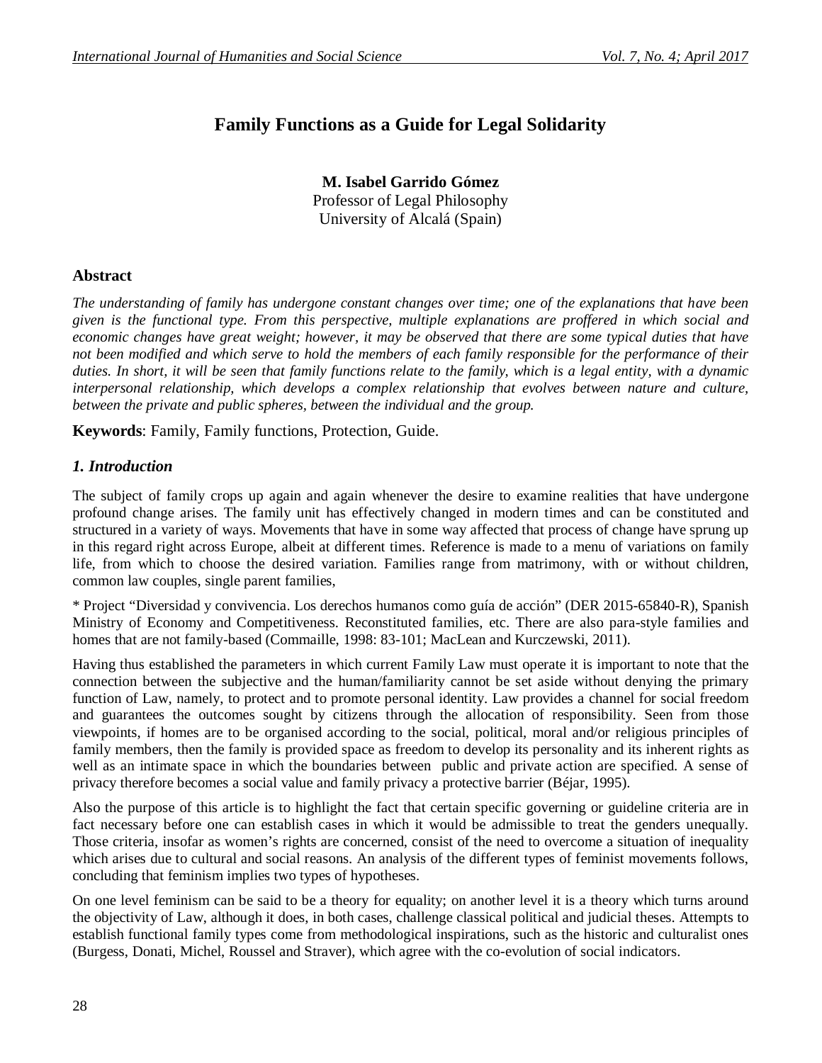# Family Functions as a Guide for Legal Solidarity

**M. Isabel Garrido Gómez**
Professor of Legal Philosophy
University of Alcalá (Spain)

## Abstract

*The understanding of family has undergone constant changes over time; one of the explanations that have been given is the functional type. From this perspective, multiple explanations are proffered in which social and economic changes have great weight; however, it may be observed that there are some typical duties that have not been modified and which serve to hold the members of each family responsible for the performance of their duties. In short, it will be seen that family functions relate to the family, which is a legal entity, with a dynamic interpersonal relationship, which develops a complex relationship that evolves between nature and culture, between the private and public spheres, between the individual and the group.*

**Keywords**: Family, Family functions, Protection, Guide.

## *1. Introduction*

The subject of family crops up again and again whenever the desire to examine realities that have undergone profound change arises. The family unit has effectively changed in modern times and can be constituted and structured in a variety of ways. Movements that have in some way affected that process of change have sprung up in this regard right across Europe, albeit at different times. Reference is made to a menu of variations on family life, from which to choose the desired variation. Families range from matrimony, with or without children, common law couples, single parent families,

\* Project "Diversidad y convivencia. Los derechos humanos como guía de acción" (DER 2015-65840-R), Spanish Ministry of Economy and Competitiveness. Reconstituted families, etc. There are also para-style families and homes that are not family-based (Commaille, 1998: 83-101; MacLean and Kurczewski, 2011).

Having thus established the parameters in which current Family Law must operate it is important to note that the connection between the subjective and the human/familiarity cannot be set aside without denying the primary function of Law, namely, to protect and to promote personal identity. Law provides a channel for social freedom and guarantees the outcomes sought by citizens through the allocation of responsibility. Seen from those viewpoints, if homes are to be organised according to the social, political, moral and/or religious principles of family members, then the family is provided space as freedom to develop its personality and its inherent rights as well as an intimate space in which the boundaries between public and private action are specified. A sense of privacy therefore becomes a social value and family privacy a protective barrier (Béjar, 1995).

Also the purpose of this article is to highlight the fact that certain specific governing or guideline criteria are in fact necessary before one can establish cases in which it would be admissible to treat the genders unequally. Those criteria, insofar as women's rights are concerned, consist of the need to overcome a situation of inequality which arises due to cultural and social reasons. An analysis of the different types of feminist movements follows, concluding that feminism implies two types of hypotheses.

On one level feminism can be said to be a theory for equality; on another level it is a theory which turns around the objectivity of Law, although it does, in both cases, challenge classical political and judicial theses. Attempts to establish functional family types come from methodological inspirations, such as the historic and culturalist ones (Burgess, Donati, Michel, Roussel and Straver), which agree with the co-evolution of social indicators.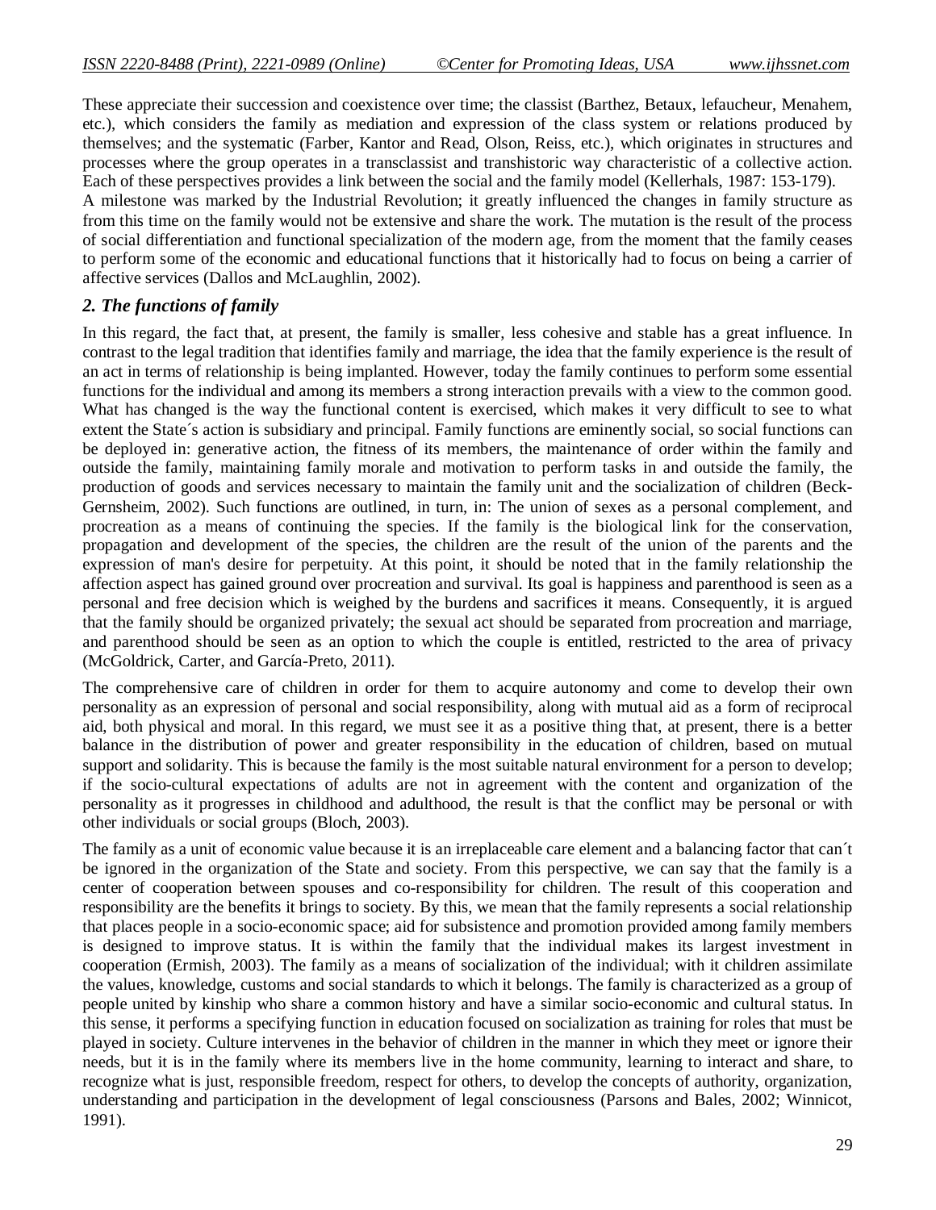These appreciate their succession and coexistence over time; the classist (Barthez, Betaux, lefaucheur, Menahem, etc.), which considers the family as mediation and expression of the class system or relations produced by themselves; and the systematic (Farber, Kantor and Read, Olson, Reiss, etc.), which originates in structures and processes where the group operates in a transclassist and transhistoric way characteristic of a collective action. Each of these perspectives provides a link between the social and the family model (Kellerhals, 1987: 153-179).

A milestone was marked by the Industrial Revolution; it greatly influenced the changes in family structure as from this time on the family would not be extensive and share the work. The mutation is the result of the process of social differentiation and functional specialization of the modern age, from the moment that the family ceases to perform some of the economic and educational functions that it historically had to focus on being a carrier of affective services (Dallos and McLaughlin, 2002).

## *2. The functions of family*

In this regard, the fact that, at present, the family is smaller, less cohesive and stable has a great influence. In contrast to the legal tradition that identifies family and marriage, the idea that the family experience is the result of an act in terms of relationship is being implanted. However, today the family continues to perform some essential functions for the individual and among its members a strong interaction prevails with a view to the common good. What has changed is the way the functional content is exercised, which makes it very difficult to see to what extent the State´s action is subsidiary and principal. Family functions are eminently social, so social functions can be deployed in: generative action, the fitness of its members, the maintenance of order within the family and outside the family, maintaining family morale and motivation to perform tasks in and outside the family, the production of goods and services necessary to maintain the family unit and the socialization of children (Beck-Gernsheim, 2002). Such functions are outlined, in turn, in: The union of sexes as a personal complement, and procreation as a means of continuing the species. If the family is the biological link for the conservation, propagation and development of the species, the children are the result of the union of the parents and the expression of man's desire for perpetuity. At this point, it should be noted that in the family relationship the affection aspect has gained ground over procreation and survival. Its goal is happiness and parenthood is seen as a personal and free decision which is weighed by the burdens and sacrifices it means. Consequently, it is argued that the family should be organized privately; the sexual act should be separated from procreation and marriage, and parenthood should be seen as an option to which the couple is entitled, restricted to the area of privacy (McGoldrick, Carter, and García-Preto, 2011).

The comprehensive care of children in order for them to acquire autonomy and come to develop their own personality as an expression of personal and social responsibility, along with mutual aid as a form of reciprocal aid, both physical and moral. In this regard, we must see it as a positive thing that, at present, there is a better balance in the distribution of power and greater responsibility in the education of children, based on mutual support and solidarity. This is because the family is the most suitable natural environment for a person to develop; if the socio-cultural expectations of adults are not in agreement with the content and organization of the personality as it progresses in childhood and adulthood, the result is that the conflict may be personal or with other individuals or social groups (Bloch, 2003).

The family as a unit of economic value because it is an irreplaceable care element and a balancing factor that can´t be ignored in the organization of the State and society. From this perspective, we can say that the family is a center of cooperation between spouses and co-responsibility for children. The result of this cooperation and responsibility are the benefits it brings to society. By this, we mean that the family represents a social relationship that places people in a socio-economic space; aid for subsistence and promotion provided among family members is designed to improve status. It is within the family that the individual makes its largest investment in cooperation (Ermish, 2003). The family as a means of socialization of the individual; with it children assimilate the values, knowledge, customs and social standards to which it belongs. The family is characterized as a group of people united by kinship who share a common history and have a similar socio-economic and cultural status. In this sense, it performs a specifying function in education focused on socialization as training for roles that must be played in society. Culture intervenes in the behavior of children in the manner in which they meet or ignore their needs, but it is in the family where its members live in the home community, learning to interact and share, to recognize what is just, responsible freedom, respect for others, to develop the concepts of authority, organization, understanding and participation in the development of legal consciousness (Parsons and Bales, 2002; Winnicot, 1991).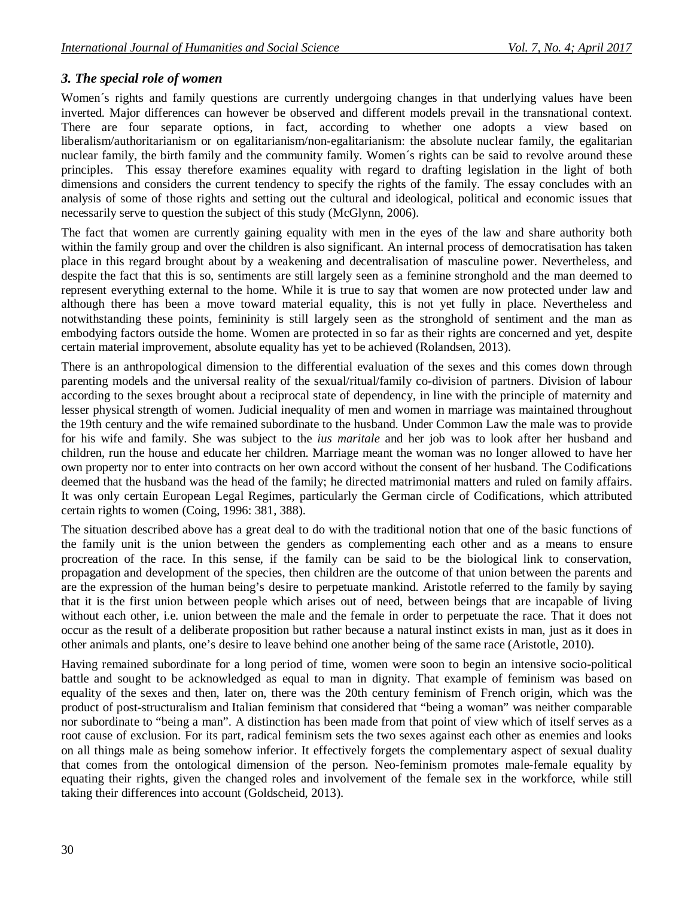### *3. The special role of women*

Women´s rights and family questions are currently undergoing changes in that underlying values have been inverted. Major differences can however be observed and different models prevail in the transnational context. There are four separate options, in fact, according to whether one adopts a view based on liberalism/authoritarianism or on egalitarianism/non-egalitarianism: the absolute nuclear family, the egalitarian nuclear family, the birth family and the community family. Women´s rights can be said to revolve around these principles. This essay therefore examines equality with regard to drafting legislation in the light of both dimensions and considers the current tendency to specify the rights of the family. The essay concludes with an analysis of some of those rights and setting out the cultural and ideological, political and economic issues that necessarily serve to question the subject of this study (McGlynn, 2006).

The fact that women are currently gaining equality with men in the eyes of the law and share authority both within the family group and over the children is also significant. An internal process of democratisation has taken place in this regard brought about by a weakening and decentralisation of masculine power. Nevertheless, and despite the fact that this is so, sentiments are still largely seen as a feminine stronghold and the man deemed to represent everything external to the home. While it is true to say that women are now protected under law and although there has been a move toward material equality, this is not yet fully in place. Nevertheless and notwithstanding these points, femininity is still largely seen as the stronghold of sentiment and the man as embodying factors outside the home. Women are protected in so far as their rights are concerned and yet, despite certain material improvement, absolute equality has yet to be achieved (Rolandsen, 2013).

There is an anthropological dimension to the differential evaluation of the sexes and this comes down through parenting models and the universal reality of the sexual/ritual/family co-division of partners. Division of labour according to the sexes brought about a reciprocal state of dependency, in line with the principle of maternity and lesser physical strength of women. Judicial inequality of men and women in marriage was maintained throughout the 19th century and the wife remained subordinate to the husband. Under Common Law the male was to provide for his wife and family. She was subject to the *ius maritale* and her job was to look after her husband and children, run the house and educate her children. Marriage meant the woman was no longer allowed to have her own property nor to enter into contracts on her own accord without the consent of her husband. The Codifications deemed that the husband was the head of the family; he directed matrimonial matters and ruled on family affairs. It was only certain European Legal Regimes, particularly the German circle of Codifications, which attributed certain rights to women (Coing, 1996: 381, 388).

The situation described above has a great deal to do with the traditional notion that one of the basic functions of the family unit is the union between the genders as complementing each other and as a means to ensure procreation of the race. In this sense, if the family can be said to be the biological link to conservation, propagation and development of the species, then children are the outcome of that union between the parents and are the expression of the human being's desire to perpetuate mankind. Aristotle referred to the family by saying that it is the first union between people which arises out of need, between beings that are incapable of living without each other, i.e. union between the male and the female in order to perpetuate the race. That it does not occur as the result of a deliberate proposition but rather because a natural instinct exists in man, just as it does in other animals and plants, one's desire to leave behind one another being of the same race (Aristotle, 2010).

Having remained subordinate for a long period of time, women were soon to begin an intensive socio-political battle and sought to be acknowledged as equal to man in dignity. That example of feminism was based on equality of the sexes and then, later on, there was the 20th century feminism of French origin, which was the product of post-structuralism and Italian feminism that considered that "being a woman" was neither comparable nor subordinate to "being a man". A distinction has been made from that point of view which of itself serves as a root cause of exclusion. For its part, radical feminism sets the two sexes against each other as enemies and looks on all things male as being somehow inferior. It effectively forgets the complementary aspect of sexual duality that comes from the ontological dimension of the person. Neo-feminism promotes male-female equality by equating their rights, given the changed roles and involvement of the female sex in the workforce, while still taking their differences into account (Goldscheid, 2013).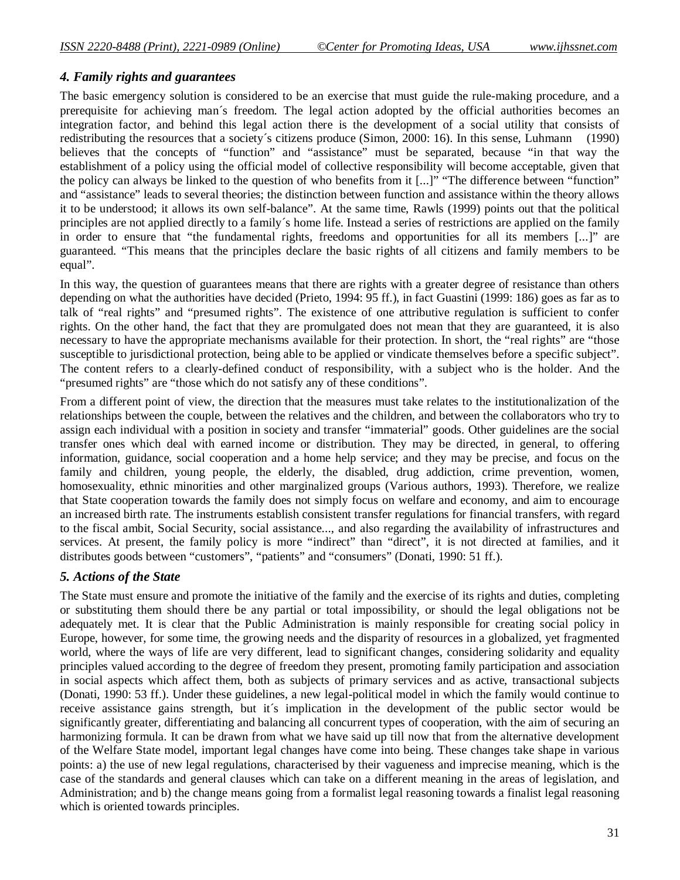### *4. Family rights and guarantees*

The basic emergency solution is considered to be an exercise that must guide the rule-making procedure, and a prerequisite for achieving man´s freedom. The legal action adopted by the official authorities becomes an integration factor, and behind this legal action there is the development of a social utility that consists of redistributing the resources that a society´s citizens produce (Simon, 2000: 16). In this sense, Luhmann (1990) believes that the concepts of "function" and "assistance" must be separated, because "in that way the establishment of a policy using the official model of collective responsibility will become acceptable, given that the policy can always be linked to the question of who benefits from it [...]" "The difference between "function" and "assistance" leads to several theories; the distinction between function and assistance within the theory allows it to be understood; it allows its own self-balance". At the same time, Rawls (1999) points out that the political principles are not applied directly to a family´s home life. Instead a series of restrictions are applied on the family in order to ensure that "the fundamental rights, freedoms and opportunities for all its members [...]" are guaranteed. "This means that the principles declare the basic rights of all citizens and family members to be equal".

In this way, the question of guarantees means that there are rights with a greater degree of resistance than others depending on what the authorities have decided (Prieto, 1994: 95 ff.), in fact Guastini (1999: 186) goes as far as to talk of "real rights" and "presumed rights". The existence of one attributive regulation is sufficient to confer rights. On the other hand, the fact that they are promulgated does not mean that they are guaranteed, it is also necessary to have the appropriate mechanisms available for their protection. In short, the "real rights" are "those susceptible to jurisdictional protection, being able to be applied or vindicate themselves before a specific subject". The content refers to a clearly-defined conduct of responsibility, with a subject who is the holder. And the "presumed rights" are "those which do not satisfy any of these conditions".

From a different point of view, the direction that the measures must take relates to the institutionalization of the relationships between the couple, between the relatives and the children, and between the collaborators who try to assign each individual with a position in society and transfer "immaterial" goods. Other guidelines are the social transfer ones which deal with earned income or distribution. They may be directed, in general, to offering information, guidance, social cooperation and a home help service; and they may be precise, and focus on the family and children, young people, the elderly, the disabled, drug addiction, crime prevention, women, homosexuality, ethnic minorities and other marginalized groups (Various authors, 1993). Therefore, we realize that State cooperation towards the family does not simply focus on welfare and economy, and aim to encourage an increased birth rate. The instruments establish consistent transfer regulations for financial transfers, with regard to the fiscal ambit, Social Security, social assistance..., and also regarding the availability of infrastructures and services. At present, the family policy is more "indirect" than "direct", it is not directed at families, and it distributes goods between "customers", "patients" and "consumers" (Donati, 1990: 51 ff.).

### *5. Actions of the State*

The State must ensure and promote the initiative of the family and the exercise of its rights and duties, completing or substituting them should there be any partial or total impossibility, or should the legal obligations not be adequately met. It is clear that the Public Administration is mainly responsible for creating social policy in Europe, however, for some time, the growing needs and the disparity of resources in a globalized, yet fragmented world, where the ways of life are very different, lead to significant changes, considering solidarity and equality principles valued according to the degree of freedom they present, promoting family participation and association in social aspects which affect them, both as subjects of primary services and as active, transactional subjects (Donati, 1990: 53 ff.). Under these guidelines, a new legal-political model in which the family would continue to receive assistance gains strength, but it´s implication in the development of the public sector would be significantly greater, differentiating and balancing all concurrent types of cooperation, with the aim of securing an harmonizing formula. It can be drawn from what we have said up till now that from the alternative development of the Welfare State model, important legal changes have come into being. These changes take shape in various points: a) the use of new legal regulations, characterised by their vagueness and imprecise meaning, which is the case of the standards and general clauses which can take on a different meaning in the areas of legislation, and Administration; and b) the change means going from a formalist legal reasoning towards a finalist legal reasoning which is oriented towards principles.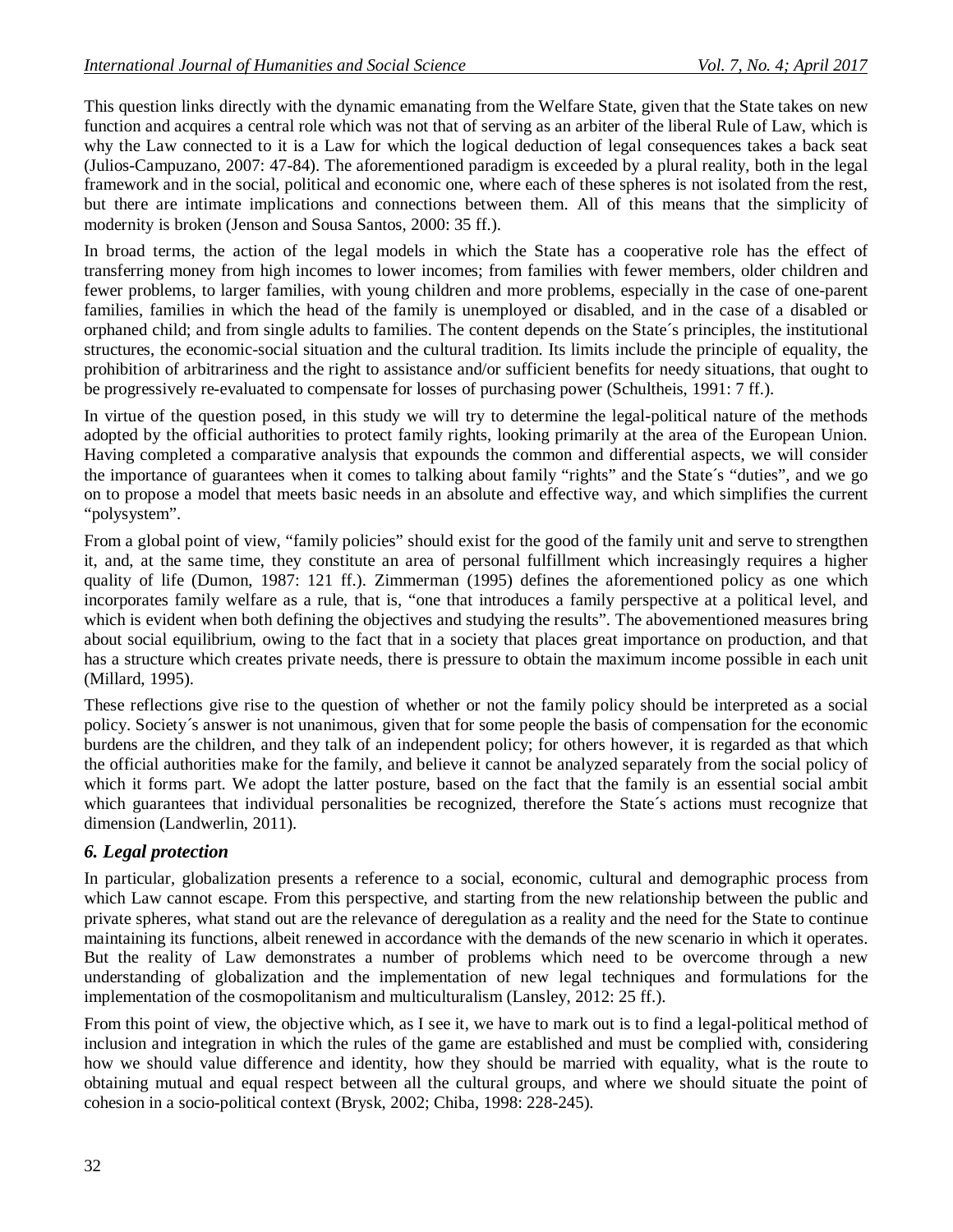This question links directly with the dynamic emanating from the Welfare State, given that the State takes on new function and acquires a central role which was not that of serving as an arbiter of the liberal Rule of Law, which is why the Law connected to it is a Law for which the logical deduction of legal consequences takes a back seat (Julios-Campuzano, 2007: 47-84). The aforementioned paradigm is exceeded by a plural reality, both in the legal framework and in the social, political and economic one, where each of these spheres is not isolated from the rest, but there are intimate implications and connections between them. All of this means that the simplicity of modernity is broken (Jenson and Sousa Santos, 2000: 35 ff.).

In broad terms, the action of the legal models in which the State has a cooperative role has the effect of transferring money from high incomes to lower incomes; from families with fewer members, older children and fewer problems, to larger families, with young children and more problems, especially in the case of one-parent families, families in which the head of the family is unemployed or disabled, and in the case of a disabled or orphaned child; and from single adults to families. The content depends on the State´s principles, the institutional structures, the economic-social situation and the cultural tradition. Its limits include the principle of equality, the prohibition of arbitrariness and the right to assistance and/or sufficient benefits for needy situations, that ought to be progressively re-evaluated to compensate for losses of purchasing power (Schultheis, 1991: 7 ff.).

In virtue of the question posed, in this study we will try to determine the legal-political nature of the methods adopted by the official authorities to protect family rights, looking primarily at the area of the European Union. Having completed a comparative analysis that expounds the common and differential aspects, we will consider the importance of guarantees when it comes to talking about family "rights" and the State´s "duties", and we go on to propose a model that meets basic needs in an absolute and effective way, and which simplifies the current "polysystem".

From a global point of view, "family policies" should exist for the good of the family unit and serve to strengthen it, and, at the same time, they constitute an area of personal fulfillment which increasingly requires a higher quality of life (Dumon, 1987: 121 ff.). Zimmerman (1995) defines the aforementioned policy as one which incorporates family welfare as a rule, that is, "one that introduces a family perspective at a political level, and which is evident when both defining the objectives and studying the results". The abovementioned measures bring about social equilibrium, owing to the fact that in a society that places great importance on production, and that has a structure which creates private needs, there is pressure to obtain the maximum income possible in each unit (Millard, 1995).

These reflections give rise to the question of whether or not the family policy should be interpreted as a social policy. Society´s answer is not unanimous, given that for some people the basis of compensation for the economic burdens are the children, and they talk of an independent policy; for others however, it is regarded as that which the official authorities make for the family, and believe it cannot be analyzed separately from the social policy of which it forms part. We adopt the latter posture, based on the fact that the family is an essential social ambit which guarantees that individual personalities be recognized, therefore the State´s actions must recognize that dimension (Landwerlin, 2011).

## *6. Legal protection*

In particular, globalization presents a reference to a social, economic, cultural and demographic process from which Law cannot escape. From this perspective, and starting from the new relationship between the public and private spheres, what stand out are the relevance of deregulation as a reality and the need for the State to continue maintaining its functions, albeit renewed in accordance with the demands of the new scenario in which it operates. But the reality of Law demonstrates a number of problems which need to be overcome through a new understanding of globalization and the implementation of new legal techniques and formulations for the implementation of the cosmopolitanism and multiculturalism (Lansley, 2012: 25 ff.).

From this point of view, the objective which, as I see it, we have to mark out is to find a legal-political method of inclusion and integration in which the rules of the game are established and must be complied with, considering how we should value difference and identity, how they should be married with equality, what is the route to obtaining mutual and equal respect between all the cultural groups, and where we should situate the point of cohesion in a socio-political context (Brysk, 2002; Chiba, 1998: 228-245).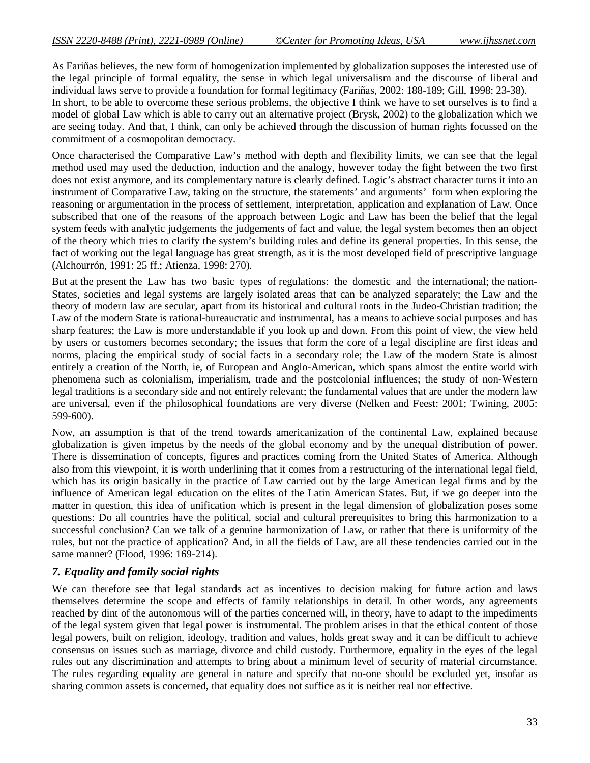As Fariñas believes, the new form of homogenization implemented by globalization supposes the interested use of the legal principle of formal equality, the sense in which legal universalism and the discourse of liberal and individual laws serve to provide a foundation for formal legitimacy (Fariñas, 2002: 188-189; Gill, 1998: 23-38). In short, to be able to overcome these serious problems, the objective I think we have to set ourselves is to find a model of global Law which is able to carry out an alternative project (Brysk, 2002) to the globalization which we are seeing today. And that, I think, can only be achieved through the discussion of human rights focussed on the commitment of a cosmopolitan democracy.

Once characterised the Comparative Law's method with depth and flexibility limits, we can see that the legal method used may used the deduction, induction and the analogy, however today the fight between the two first does not exist anymore, and its complementary nature is clearly defined. Logic's abstract character turns it into an instrument of Comparative Law, taking on the structure, the statements' and arguments' form when exploring the reasoning or argumentation in the process of settlement, interpretation, application and explanation of Law. Once subscribed that one of the reasons of the approach between Logic and Law has been the belief that the legal system feeds with analytic judgements the judgements of fact and value, the legal system becomes then an object of the theory which tries to clarify the system's building rules and define its general properties. In this sense, the fact of working out the legal language has great strength, as it is the most developed field of prescriptive language (Alchourrón, 1991: 25 ff.; Atienza, 1998: 270).

But at the present the Law has two basic types of regulations: the domestic and the international; the nation-States, societies and legal systems are largely isolated areas that can be analyzed separately; the Law and the theory of modern law are secular, apart from its historical and cultural roots in the Judeo-Christian tradition; the Law of the modern State is rational-bureaucratic and instrumental, has a means to achieve social purposes and has sharp features; the Law is more understandable if you look up and down. From this point of view, the view held by users or customers becomes secondary; the issues that form the core of a legal discipline are first ideas and norms, placing the empirical study of social facts in a secondary role; the Law of the modern State is almost entirely a creation of the North, ie, of European and Anglo-American, which spans almost the entire world with phenomena such as colonialism, imperialism, trade and the postcolonial influences; the study of non-Western legal traditions is a secondary side and not entirely relevant; the fundamental values that are under the modern law are universal, even if the philosophical foundations are very diverse (Nelken and Feest: 2001; Twining, 2005: 599-600).

Now, an assumption is that of the trend towards americanization of the continental Law, explained because globalization is given impetus by the needs of the global economy and by the unequal distribution of power. There is dissemination of concepts, figures and practices coming from the United States of America. Although also from this viewpoint, it is worth underlining that it comes from a restructuring of the international legal field, which has its origin basically in the practice of Law carried out by the large American legal firms and by the influence of American legal education on the elites of the Latin American States. But, if we go deeper into the matter in question, this idea of unification which is present in the legal dimension of globalization poses some questions: Do all countries have the political, social and cultural prerequisites to bring this harmonization to a successful conclusion? Can we talk of a genuine harmonization of Law, or rather that there is uniformity of the rules, but not the practice of application? And, in all the fields of Law, are all these tendencies carried out in the same manner? (Flood, 1996: 169-214).

### *7. Equality and family social rights*

We can therefore see that legal standards act as incentives to decision making for future action and laws themselves determine the scope and effects of family relationships in detail. In other words, any agreements reached by dint of the autonomous will of the parties concerned will, in theory, have to adapt to the impediments of the legal system given that legal power is instrumental. The problem arises in that the ethical content of those legal powers, built on religion, ideology, tradition and values, holds great sway and it can be difficult to achieve consensus on issues such as marriage, divorce and child custody. Furthermore, equality in the eyes of the legal rules out any discrimination and attempts to bring about a minimum level of security of material circumstance. The rules regarding equality are general in nature and specify that no-one should be excluded yet, insofar as sharing common assets is concerned, that equality does not suffice as it is neither real nor effective.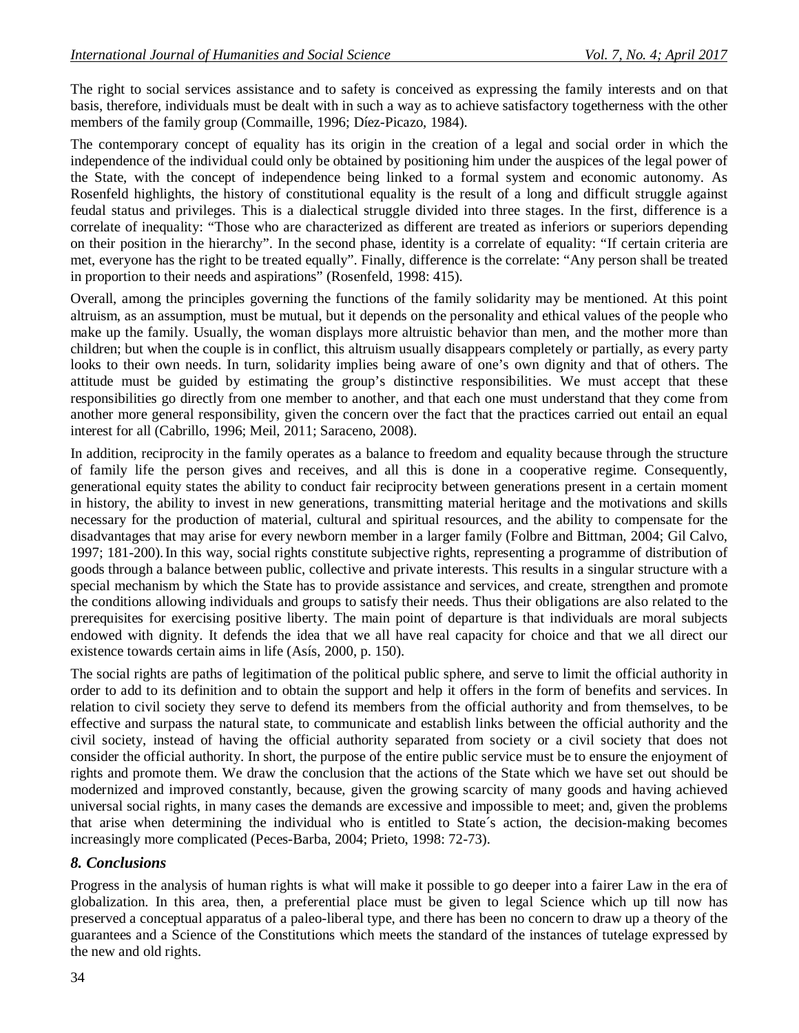The right to social services assistance and to safety is conceived as expressing the family interests and on that basis, therefore, individuals must be dealt with in such a way as to achieve satisfactory togetherness with the other members of the family group (Commaille, 1996; Díez-Picazo, 1984).

The contemporary concept of equality has its origin in the creation of a legal and social order in which the independence of the individual could only be obtained by positioning him under the auspices of the legal power of the State, with the concept of independence being linked to a formal system and economic autonomy. As Rosenfeld highlights, the history of constitutional equality is the result of a long and difficult struggle against feudal status and privileges. This is a dialectical struggle divided into three stages. In the first, difference is a correlate of inequality: "Those who are characterized as different are treated as inferiors or superiors depending on their position in the hierarchy". In the second phase, identity is a correlate of equality: "If certain criteria are met, everyone has the right to be treated equally". Finally, difference is the correlate: "Any person shall be treated in proportion to their needs and aspirations" (Rosenfeld, 1998: 415).

Overall, among the principles governing the functions of the family solidarity may be mentioned. At this point altruism, as an assumption, must be mutual, but it depends on the personality and ethical values of the people who make up the family. Usually, the woman displays more altruistic behavior than men, and the mother more than children; but when the couple is in conflict, this altruism usually disappears completely or partially, as every party looks to their own needs. In turn, solidarity implies being aware of one's own dignity and that of others. The attitude must be guided by estimating the group's distinctive responsibilities. We must accept that these responsibilities go directly from one member to another, and that each one must understand that they come from another more general responsibility, given the concern over the fact that the practices carried out entail an equal interest for all (Cabrillo, 1996; Meil, 2011; Saraceno, 2008).

In addition, reciprocity in the family operates as a balance to freedom and equality because through the structure of family life the person gives and receives, and all this is done in a cooperative regime. Consequently, generational equity states the ability to conduct fair reciprocity between generations present in a certain moment in history, the ability to invest in new generations, transmitting material heritage and the motivations and skills necessary for the production of material, cultural and spiritual resources, and the ability to compensate for the disadvantages that may arise for every newborn member in a larger family (Folbre and Bittman, 2004; Gil Calvo, 1997; 181-200). In this way, social rights constitute subjective rights, representing a programme of distribution of goods through a balance between public, collective and private interests. This results in a singular structure with a special mechanism by which the State has to provide assistance and services, and create, strengthen and promote the conditions allowing individuals and groups to satisfy their needs. Thus their obligations are also related to the prerequisites for exercising positive liberty. The main point of departure is that individuals are moral subjects endowed with dignity. It defends the idea that we all have real capacity for choice and that we all direct our existence towards certain aims in life (Asís, 2000, p. 150).

The social rights are paths of legitimation of the political public sphere, and serve to limit the official authority in order to add to its definition and to obtain the support and help it offers in the form of benefits and services. In relation to civil society they serve to defend its members from the official authority and from themselves, to be effective and surpass the natural state, to communicate and establish links between the official authority and the civil society, instead of having the official authority separated from society or a civil society that does not consider the official authority. In short, the purpose of the entire public service must be to ensure the enjoyment of rights and promote them. We draw the conclusion that the actions of the State which we have set out should be modernized and improved constantly, because, given the growing scarcity of many goods and having achieved universal social rights, in many cases the demands are excessive and impossible to meet; and, given the problems that arise when determining the individual who is entitled to State´s action, the decision-making becomes increasingly more complicated (Peces-Barba, 2004; Prieto, 1998: 72-73).

## *8. Conclusions*

Progress in the analysis of human rights is what will make it possible to go deeper into a fairer Law in the era of globalization. In this area, then, a preferential place must be given to legal Science which up till now has preserved a conceptual apparatus of a paleo-liberal type, and there has been no concern to draw up a theory of the guarantees and a Science of the Constitutions which meets the standard of the instances of tutelage expressed by the new and old rights.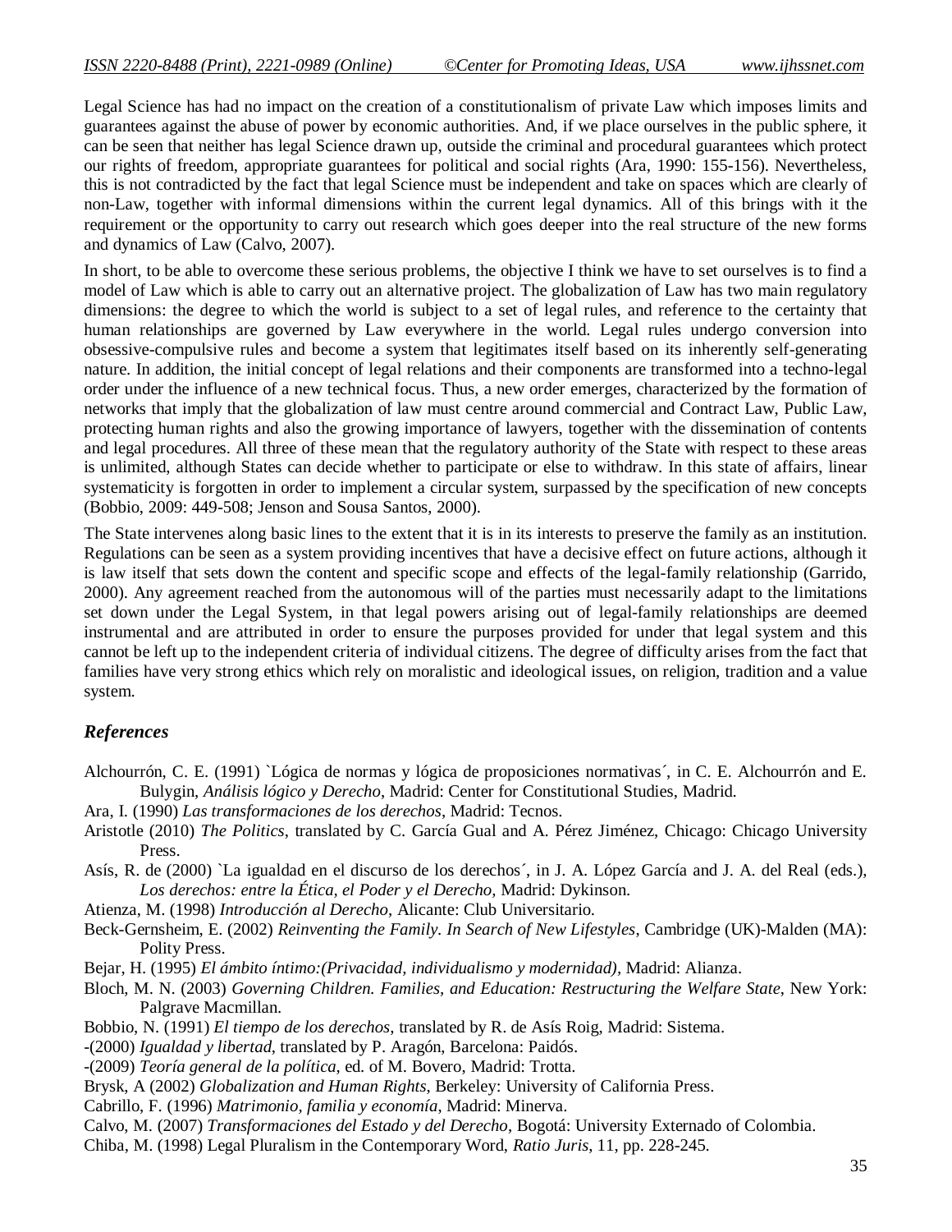Legal Science has had no impact on the creation of a constitutionalism of private Law which imposes limits and guarantees against the abuse of power by economic authorities. And, if we place ourselves in the public sphere, it can be seen that neither has legal Science drawn up, outside the criminal and procedural guarantees which protect our rights of freedom, appropriate guarantees for political and social rights (Ara, 1990: 155-156). Nevertheless, this is not contradicted by the fact that legal Science must be independent and take on spaces which are clearly of non-Law, together with informal dimensions within the current legal dynamics. All of this brings with it the requirement or the opportunity to carry out research which goes deeper into the real structure of the new forms and dynamics of Law (Calvo, 2007).

In short, to be able to overcome these serious problems, the objective I think we have to set ourselves is to find a model of Law which is able to carry out an alternative project. The globalization of Law has two main regulatory dimensions: the degree to which the world is subject to a set of legal rules, and reference to the certainty that human relationships are governed by Law everywhere in the world. Legal rules undergo conversion into obsessive-compulsive rules and become a system that legitimates itself based on its inherently self-generating nature. In addition, the initial concept of legal relations and their components are transformed into a techno-legal order under the influence of a new technical focus. Thus, a new order emerges, characterized by the formation of networks that imply that the globalization of law must centre around commercial and Contract Law, Public Law, protecting human rights and also the growing importance of lawyers, together with the dissemination of contents and legal procedures. All three of these mean that the regulatory authority of the State with respect to these areas is unlimited, although States can decide whether to participate or else to withdraw. In this state of affairs, linear systematicity is forgotten in order to implement a circular system, surpassed by the specification of new concepts (Bobbio, 2009: 449-508; Jenson and Sousa Santos, 2000).

The State intervenes along basic lines to the extent that it is in its interests to preserve the family as an institution. Regulations can be seen as a system providing incentives that have a decisive effect on future actions, although it is law itself that sets down the content and specific scope and effects of the legal-family relationship (Garrido, 2000). Any agreement reached from the autonomous will of the parties must necessarily adapt to the limitations set down under the Legal System, in that legal powers arising out of legal-family relationships are deemed instrumental and are attributed in order to ensure the purposes provided for under that legal system and this cannot be left up to the independent criteria of individual citizens. The degree of difficulty arises from the fact that families have very strong ethics which rely on moralistic and ideological issues, on religion, tradition and a value system.

## *References*

Alchourrón, C. E. (1991) `Lógica de normas y lógica de proposiciones normativas´, in C. E. Alchourrón and E. Bulygin, *Análisis lógico y Derecho*, Madrid: Center for Constitutional Studies, Madrid.

Ara, I. (1990) *Las transformaciones de los derechos*, Madrid: Tecnos.

Aristotle (2010) *The Politics*, translated by C. García Gual and A. Pérez Jiménez, Chicago: Chicago University Press.

Asís, R. de (2000) `La igualdad en el discurso de los derechos´, in J. A. López García and J. A. del Real (eds.), *Los derechos: entre la Ética, el Poder y el Derecho*, Madrid: Dykinson.

Atienza, M. (1998) *Introducción al Derecho*, Alicante: Club Universitario.

Beck-Gernsheim, E. (2002) *Reinventing the Family. In Search of New Lifestyles*, Cambridge (UK)-Malden (MA): Polity Press.

Bejar, H. (1995) *El ámbito íntimo:(Privacidad, individualismo y modernidad)*, Madrid: Alianza.

Bloch, M. N. (2003) *Governing Children. Families, and Education: Restructuring the Welfare State*, New York: Palgrave Macmillan.

Bobbio, N. (1991) *El tiempo de los derechos*, translated by R. de Asís Roig, Madrid: Sistema.

-(2000) *Igualdad y libertad*, translated by P. Aragón, Barcelona: Paidós.

-(2009) *Teoría general de la política*, ed. of M. Bovero, Madrid: Trotta.

Brysk, A (2002) *Globalization and Human Rights*, Berkeley: University of California Press.

Cabrillo, F. (1996) *Matrimonio, familia y economía*, Madrid: Minerva.

Calvo, M. (2007) *Transformaciones del Estado y del Derecho*, Bogotá: University Externado of Colombia.

Chiba, M. (1998) Legal Pluralism in the Contemporary Word, *Ratio Juris*, 11, pp. 228-245.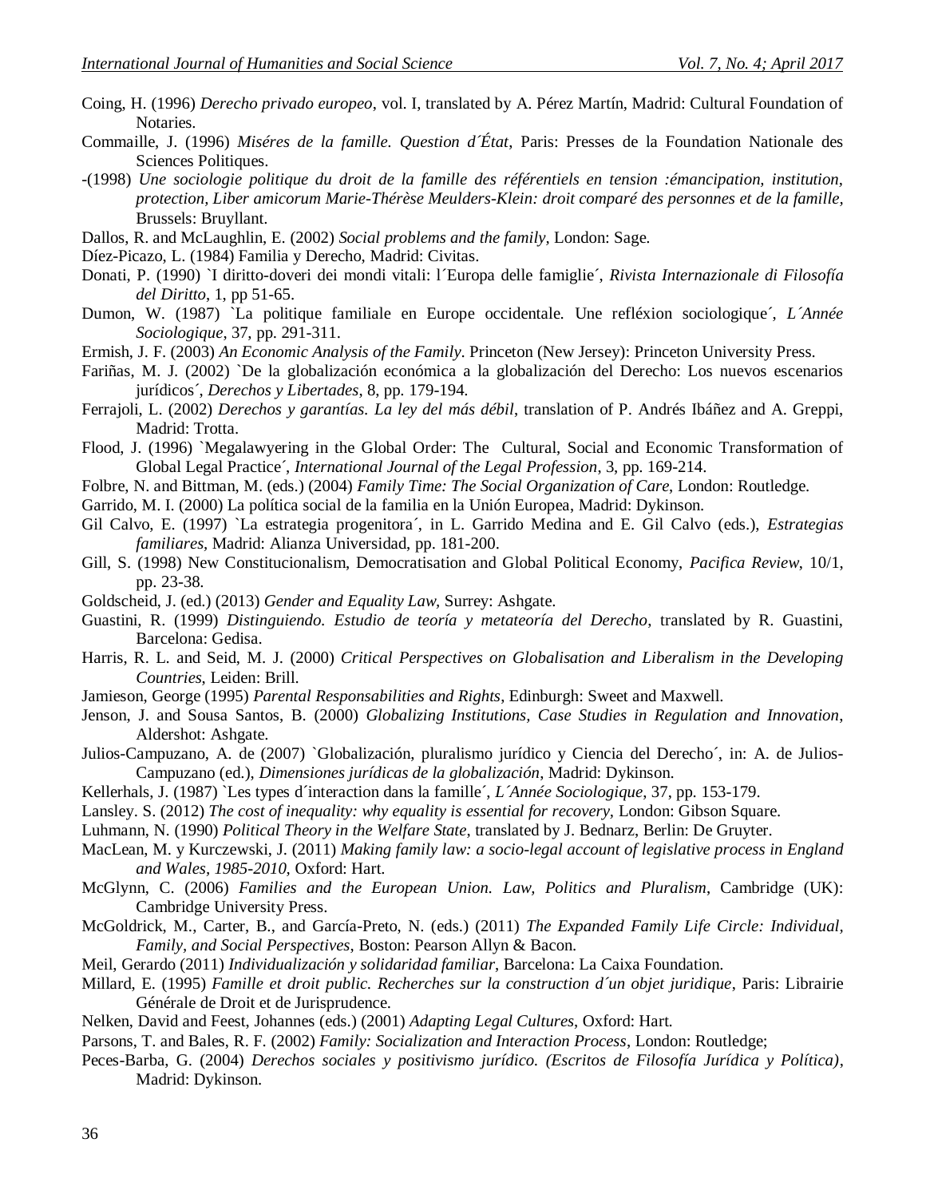Coing, H. (1996) *Derecho privado europeo*, vol. I, translated by A. Pérez Martín, Madrid: Cultural Foundation of Notaries.

Commaille, J. (1996) *Miséres de la famille. Question d´État*, Paris: Presses de la Foundation Nationale des Sciences Politiques.

-(1998) *Une sociologie politique du droit de la famille des référentiels en tension :émancipation, institution, protection, Liber amicorum Marie-Thérèse Meulders-Klein: droit comparé des personnes et de la famille*, Brussels: Bruyllant.

Dallos, R. and McLaughlin, E. (2002) *Social problems and the family*, London: Sage.

Díez-Picazo, L. (1984) Familia y Derecho, Madrid: Civitas.

Donati, P. (1990) `I diritto-doveri dei mondi vitali: l´Europa delle famiglie´, *Rivista Internazionale di Filosofía del Diritto*, 1, pp 51-65.

Dumon, W. (1987) `La politique familiale en Europe occidentale. Une refléxion sociologique´, *L´Année Sociologique*, 37, pp. 291-311.

Ermish, J. F. (2003) *An Economic Analysis of the Family*. Princeton (New Jersey): Princeton University Press.

Fariñas, M. J. (2002) `De la globalización económica a la globalización del Derecho: Los nuevos escenarios jurídicos´, *Derechos y Libertades*, 8, pp. 179-194.

Ferrajoli, L. (2002) *Derechos y garantías. La ley del más débil*, translation of P. Andrés Ibáñez and A. Greppi, Madrid: Trotta.

Flood, J. (1996) `Megalawyering in the Global Order: The Cultural, Social and Economic Transformation of Global Legal Practice´, *International Journal of the Legal Profession*, 3, pp. 169-214.

Folbre, N. and Bittman, M. (eds.) (2004) *Family Time: The Social Organization of Care*, London: Routledge.

Garrido, M. I. (2000) La política social de la familia en la Unión Europea, Madrid: Dykinson.

Gil Calvo, E. (1997) `La estrategia progenitora´, in L. Garrido Medina and E. Gil Calvo (eds.), *Estrategias familiares*, Madrid: Alianza Universidad, pp. 181-200.

Gill, S. (1998) New Constitucionalism, Democratisation and Global Political Economy, *Pacifica Review*, 10/1, pp. 23-38.

Goldscheid, J. (ed.) (2013) *Gender and Equality Law*, Surrey: Ashgate.

Guastini, R. (1999) *Distinguiendo. Estudio de teoría y metateoría del Derecho*, translated by R. Guastini, Barcelona: Gedisa.

Harris, R. L. and Seid, M. J. (2000) *Critical Perspectives on Globalisation and Liberalism in the Developing Countries*, Leiden: Brill.

Jamieson, George (1995) *Parental Responsabilities and Rights*, Edinburgh: Sweet and Maxwell.

Jenson, J. and Sousa Santos, B. (2000) *Globalizing Institutions, Case Studies in Regulation and Innovation*, Aldershot: Ashgate.

Julios-Campuzano, A. de (2007) `Globalización, pluralismo jurídico y Ciencia del Derecho´, in: A. de Julios-Campuzano (ed.), *Dimensiones jurídicas de la globalización*, Madrid: Dykinson.

Kellerhals, J. (1987) `Les types d´interaction dans la famille´, *L´Année Sociologique*, 37, pp. 153-179.

Lansley. S. (2012) *The cost of inequality: why equality is essential for recovery*, London: Gibson Square.

Luhmann, N. (1990) *Political Theory in the Welfare State*, translated by J. Bednarz, Berlin: De Gruyter.

MacLean, M. y Kurczewski, J. (2011) *Making family law: a socio-legal account of legislative process in England and Wales, 1985-2010*, Oxford: Hart.

McGlynn, C. (2006) *Families and the European Union. Law, Politics and Pluralism*, Cambridge (UK): Cambridge University Press.

McGoldrick, M., Carter, B., and García-Preto, N. (eds.) (2011) *The Expanded Family Life Circle: Individual, Family, and Social Perspectives*, Boston: Pearson Allyn & Bacon.

Meil, Gerardo (2011) *Individualización y solidaridad familiar*, Barcelona: La Caixa Foundation.

Millard, E. (1995) *Famille et droit public. Recherches sur la construction d´un objet juridique*, Paris: Librairie Générale de Droit et de Jurisprudence.

Nelken, David and Feest, Johannes (eds.) (2001) *Adapting Legal Cultures*, Oxford: Hart.

Parsons, T. and Bales, R. F. (2002) *Family: Socialization and Interaction Process*, London: Routledge;

Peces-Barba, G. (2004) *Derechos sociales y positivismo jurídico. (Escritos de Filosofía Jurídica y Política)*, Madrid: Dykinson.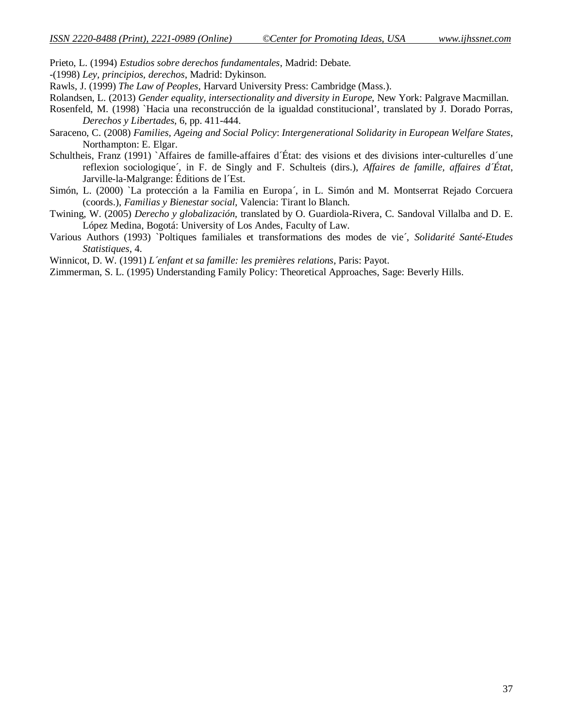Prieto, L. (1994) *Estudios sobre derechos fundamentales*, Madrid: Debate.

-(1998) *Ley, principios, derechos*, Madrid: Dykinson.

Rawls, J. (1999) *The Law of Peoples*, Harvard University Press: Cambridge (Mass.).

Rolandsen, L. (2013) *Gender equality, intersectionality and diversity in Europe*, New York: Palgrave Macmillan.

Rosenfeld, M. (1998) `Hacia una reconstrucción de la igualdad constitucional', translated by J. Dorado Porras, *Derechos y Libertades*, 6, pp. 411-444.

Saraceno, C. (2008) *Families, Ageing and Social Policy*: *Intergenerational Solidarity in European Welfare States*, Northampton: E. Elgar.

Schultheis, Franz (1991) `Affaires de famille-affaires d´État: des visions et des divisions inter-culturelles d´une reflexion sociologique´, in F. de Singly and F. Schulteis (dirs.), *Affaires de famille, affaires d´État*, Jarville-la-Malgrange: Éditions de l´Est.

Simón, L. (2000) `La protección a la Familia en Europa´, in L. Simón and M. Montserrat Rejado Corcuera (coords.), *Familias y Bienestar social*, Valencia: Tirant lo Blanch.

Twining, W. (2005) *Derecho y globalización*, translated by O. Guardiola-Rivera, C. Sandoval Villalba and D. E. López Medina, Bogotá: University of Los Andes, Faculty of Law.

Various Authors (1993) `Poltiques familiales et transformations des modes de vie´, *Solidarité Santé-Etudes Statistiques*, 4.

Winnicot, D. W. (1991) *L´enfant et sa famille: les premières relations*, Paris: Payot.

Zimmerman, S. L. (1995) Understanding Family Policy: Theoretical Approaches, Sage: Beverly Hills.